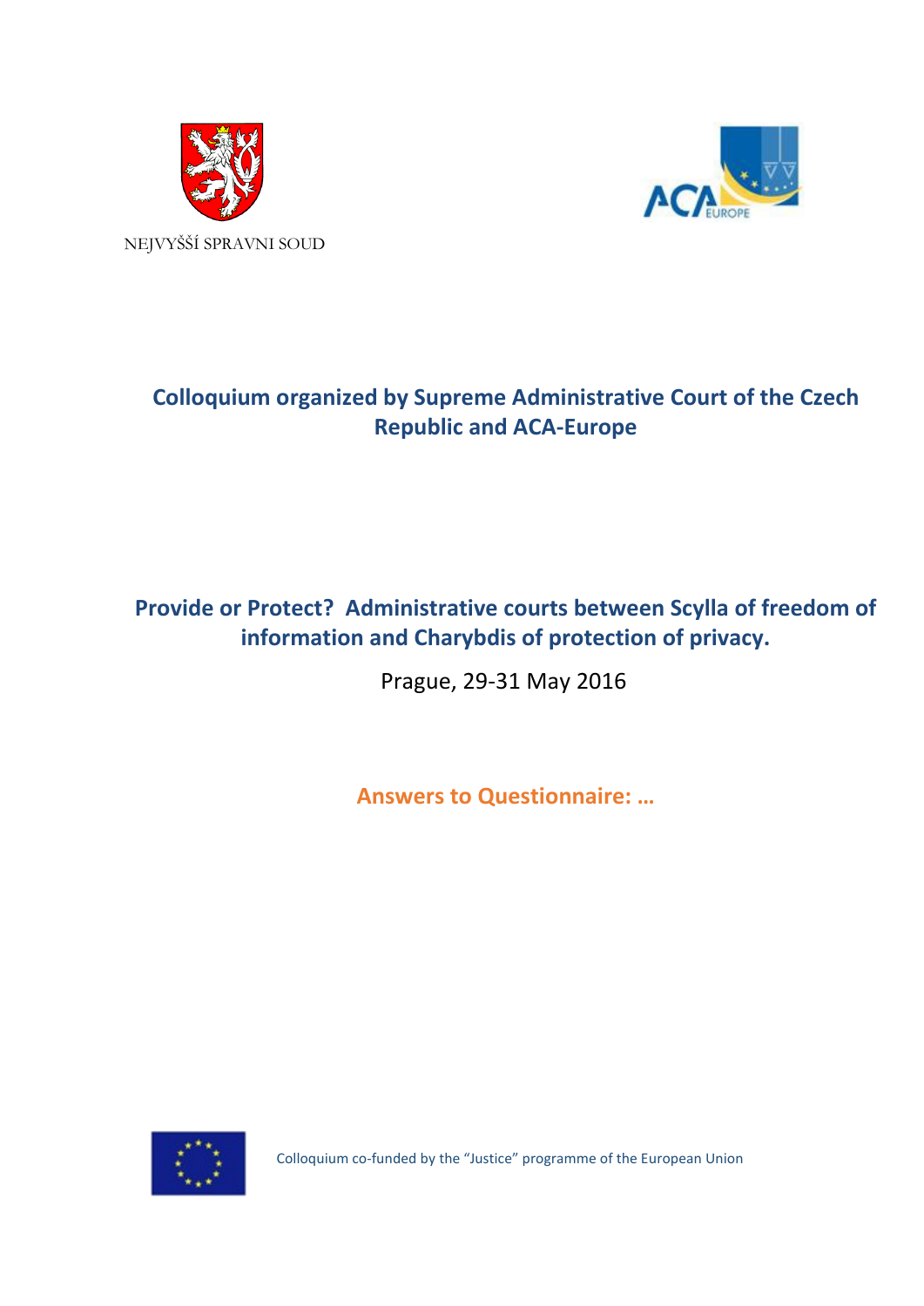NEJVYŠŠÍ SPRAVNI SOUD

## Colloquium organized by Supreme Administrative Court of the Czech Republic and ACA-Europe

# Provide or Protect? Administrative courts between Scylla of freedom of information and Charybdis of protection of privacy.

Prague, 29-31 May 2016

**Answers to Questionnaire: …**

Colloquium co-funded by the "Justice" programme of the European Union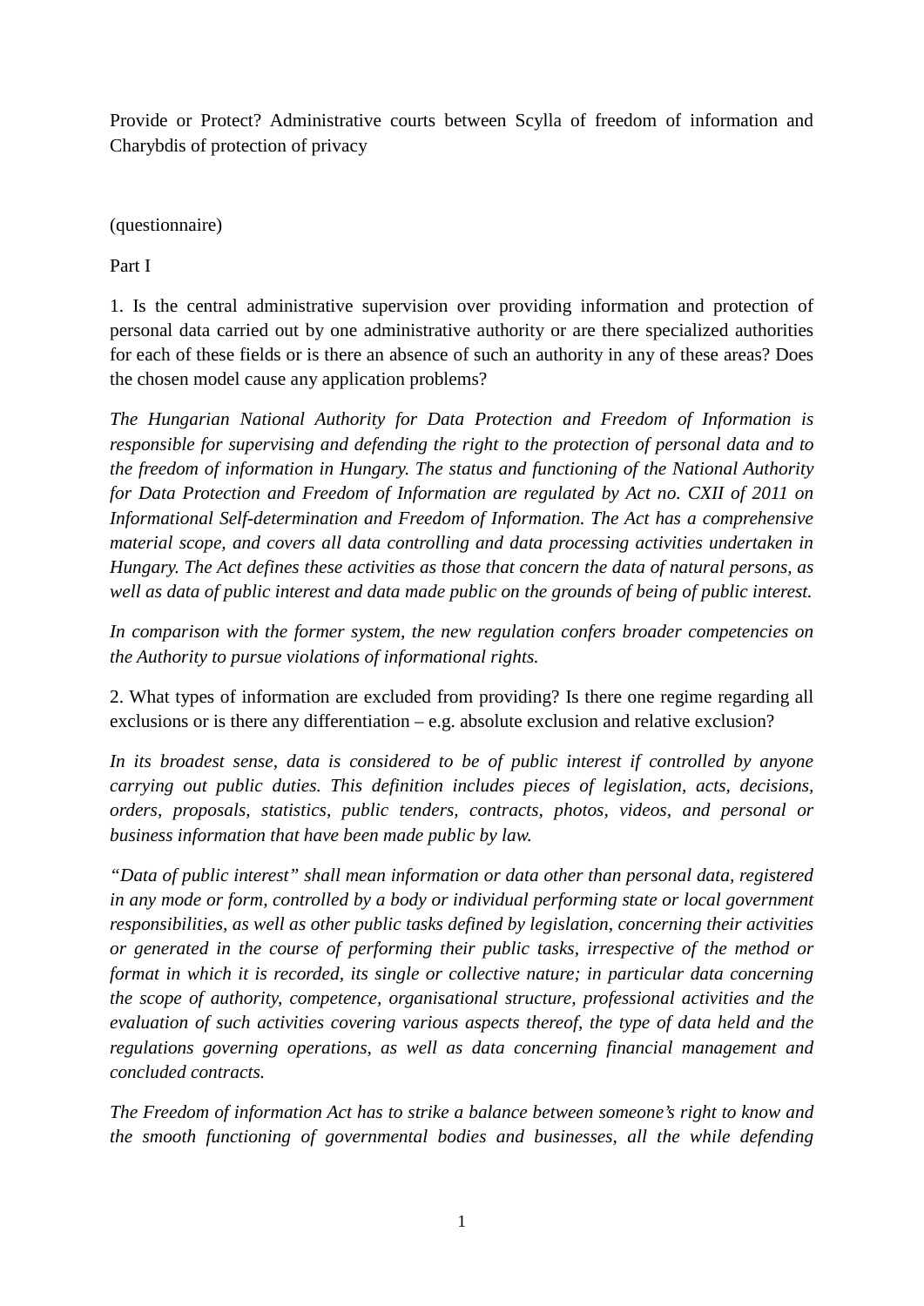Provide or Protect? Administrative courts between Scylla of freedom of information and Charybdis of protection of privacy

(questionnaire)

Part I

1. Is the central administrative supervision over providing information and protection of personal data carried out by one administrative authority or are there specialized authorities for each of these fields or is there an absence of such an authority in any of these areas? Does the chosen model cause any application problems?

*The Hungarian National Authority for Data Protection and Freedom of Information is responsible for supervising and defending the right to the protection of personal data and to the freedom of information in Hungary. The status and functioning of the National Authority for Data Protection and Freedom of Information are regulated by Act no. CXII of 2011 on Informational Self-determination and Freedom of Information. The Act has a comprehensive material scope, and covers all data controlling and data processing activities undertaken in Hungary. The Act defines these activities as those that concern the data of natural persons, as well as data of public interest and data made public on the grounds of being of public interest.*

*In comparison with the former system, the new regulation confers broader competencies on the Authority to pursue violations of informational rights.*

2. What types of information are excluded from providing? Is there one regime regarding all exclusions or is there any differentiation – e.g. absolute exclusion and relative exclusion?

*In its broadest sense, data is considered to be of public interest if controlled by anyone carrying out public duties. This definition includes pieces of legislation, acts, decisions, orders, proposals, statistics, public tenders, contracts, photos, videos, and personal or business information that have been made public by law.*

*"Data of public interest" shall mean information or data other than personal data, registered in any mode or form, controlled by a body or individual performing state or local government responsibilities, as well as other public tasks defined by legislation, concerning their activities or generated in the course of performing their public tasks, irrespective of the method or format in which it is recorded, its single or collective nature; in particular data concerning the scope of authority, competence, organisational structure, professional activities and the evaluation of such activities covering various aspects thereof, the type of data held and the regulations governing operations, as well as data concerning financial management and concluded contracts.*

*The Freedom of information Act has to strike a balance between someone's right to know and the smooth functioning of governmental bodies and businesses, all the while defending*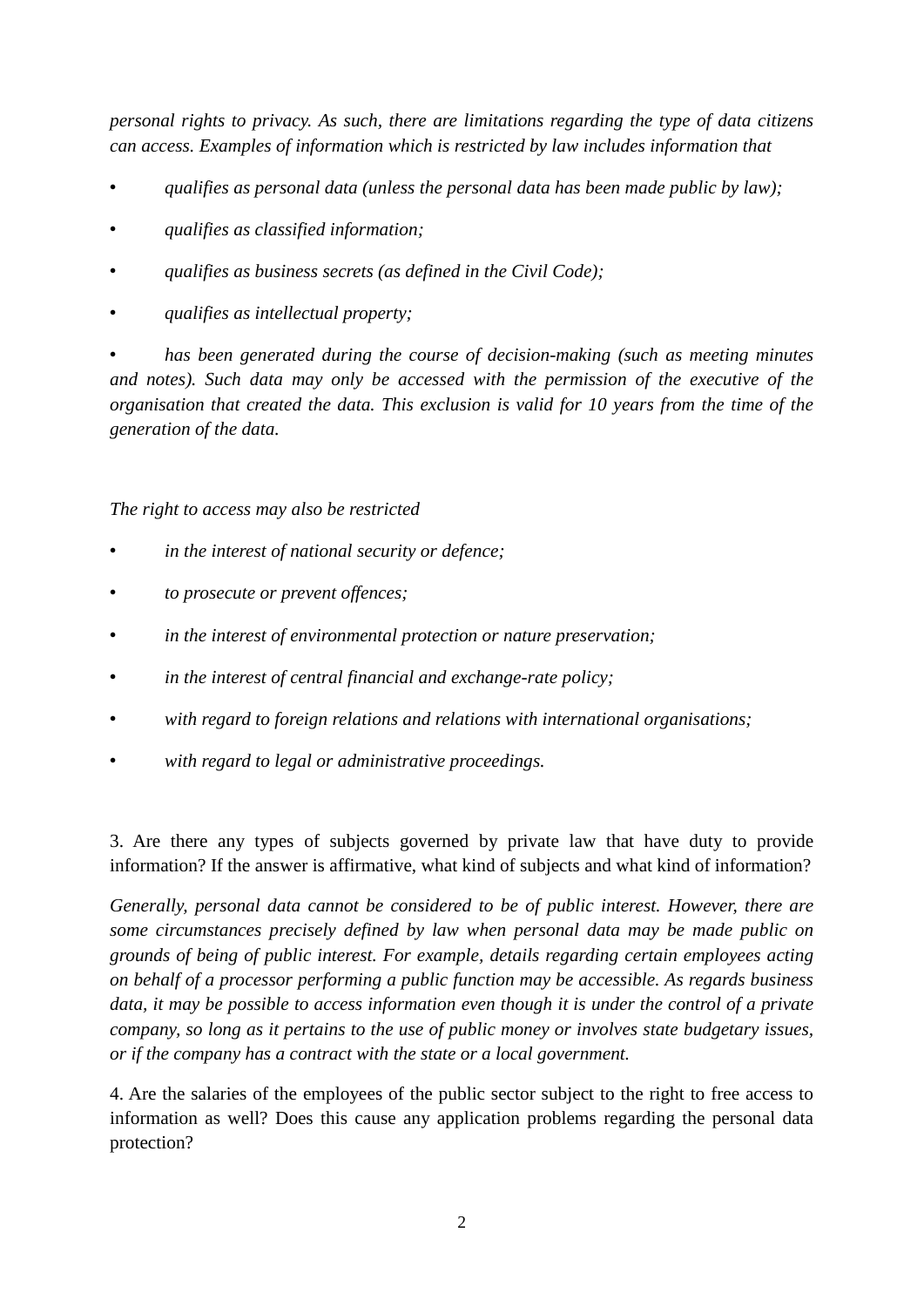*personal rights to privacy. As such, there are limitations regarding the type of data citizens can access. Examples of information which is restricted by law includes information that*

- *qualifies as personal data (unless the personal data has been made public by law);*
- *qualifies as classified information;*
- *qualifies as business secrets (as defined in the Civil Code);*
- *qualifies as intellectual property;*
- *has been generated during the course of decision-making (such as meeting minutes and notes). Such data may only be accessed with the permission of the executive of the organisation that created the data. This exclusion is valid for 10 years from the time of the generation of the data.*

*The right to access may also be restricted*

- *in the interest of national security or defence;*
- *to prosecute or prevent offences;*
- *in the interest of environmental protection or nature preservation;*
- *in the interest of central financial and exchange-rate policy;*
- *with regard to foreign relations and relations with international organisations;*
- *with regard to legal or administrative proceedings.*

3. Are there any types of subjects governed by private law that have duty to provide information? If the answer is affirmative, what kind of subjects and what kind of information?

*Generally, personal data cannot be considered to be of public interest. However, there are some circumstances precisely defined by law when personal data may be made public on grounds of being of public interest. For example, details regarding certain employees acting on behalf of a processor performing a public function may be accessible. As regards business data, it may be possible to access information even though it is under the control of a private company, so long as it pertains to the use of public money or involves state budgetary issues, or if the company has a contract with the state or a local government.*

4. Are the salaries of the employees of the public sector subject to the right to free access to information as well? Does this cause any application problems regarding the personal data protection?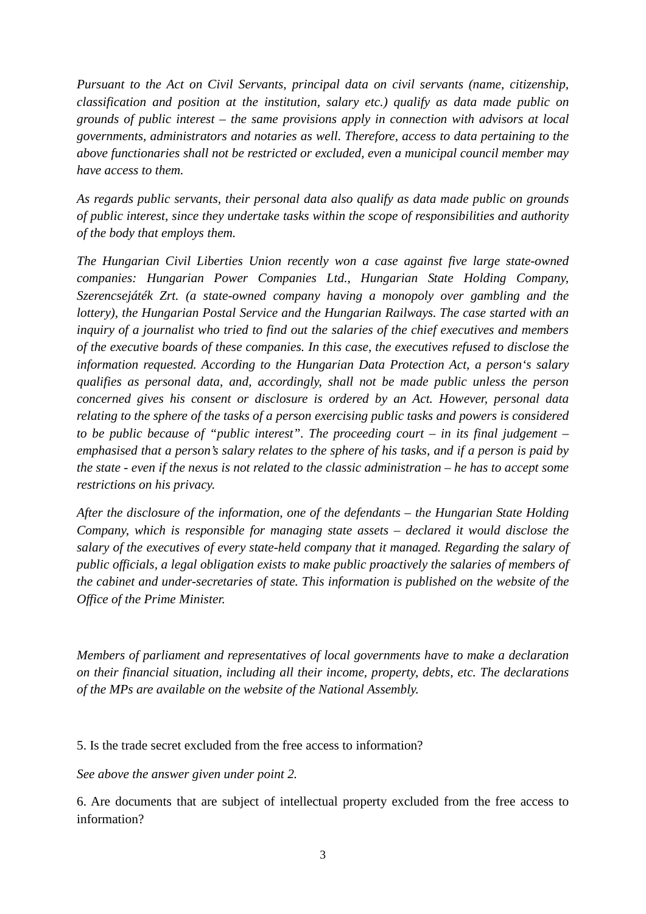*Pursuant to the Act on Civil Servants, principal data on civil servants (name, citizenship, classification and position at the institution, salary etc.) qualify as data made public on grounds of public interest – the same provisions apply in connection with advisors at local governments, administrators and notaries as well. Therefore, access to data pertaining to the above functionaries shall not be restricted or excluded, even a municipal council member may have access to them.*

*As regards public servants, their personal data also qualify as data made public on grounds of public interest, since they undertake tasks within the scope of responsibilities and authority of the body that employs them.*

*The Hungarian Civil Liberties Union recently won a case against five large state-owned companies: Hungarian Power Companies Ltd., Hungarian State Holding Company, Szerencsejáték Zrt. (a state-owned company having a monopoly over gambling and the lottery), the Hungarian Postal Service and the Hungarian Railways. The case started with an inquiry of a journalist who tried to find out the salaries of the chief executives and members of the executive boards of these companies. In this case, the executives refused to disclose the information requested. According to the Hungarian Data Protection Act, a person's salary qualifies as personal data, and, accordingly, shall not be made public unless the person concerned gives his consent or disclosure is ordered by an Act. However, personal data relating to the sphere of the tasks of a person exercising public tasks and powers is considered to be public because of "public interest". The proceeding court – in its final judgement – emphasised that a person's salary relates to the sphere of his tasks, and if a person is paid by the state - even if the nexus is not related to the classic administration – he has to accept some restrictions on his privacy.*

*After the disclosure of the information, one of the defendants – the Hungarian State Holding Company, which is responsible for managing state assets – declared it would disclose the salary of the executives of every state-held company that it managed. Regarding the salary of public officials, a legal obligation exists to make public proactively the salaries of members of the cabinet and under-secretaries of state. This information is published on the website of the Office of the Prime Minister.*

*Members of parliament and representatives of local governments have to make a declaration on their financial situation, including all their income, property, debts, etc. The declarations of the MPs are available on the website of the National Assembly.*

5. Is the trade secret excluded from the free access to information?

*See above the answer given under point 2.*

6. Are documents that are subject of intellectual property excluded from the free access to information?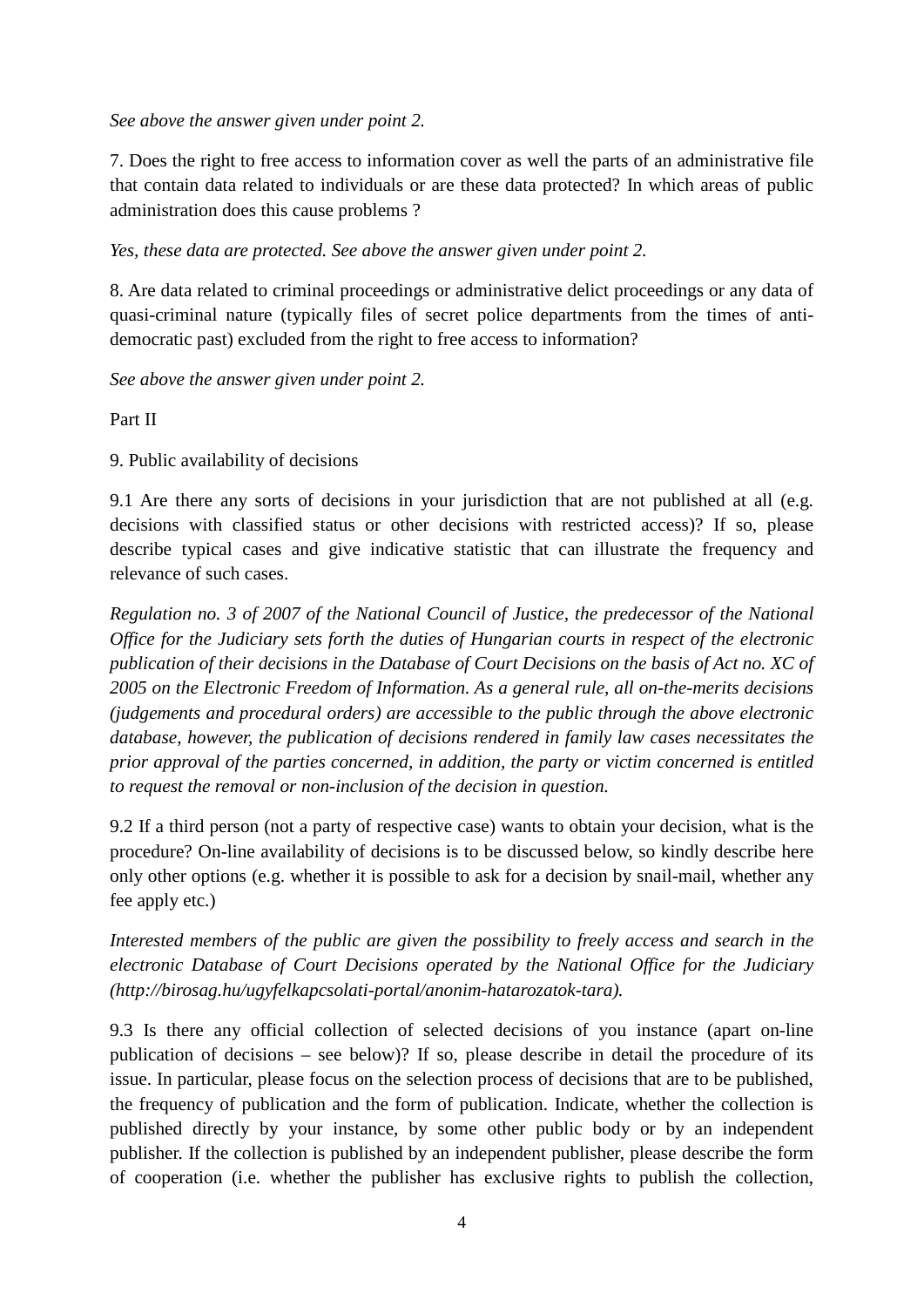*See above the answer given under point 2.*

7. Does the right to free access to information cover as well the parts of an administrative file that contain data related to individuals or are these data protected? In which areas of public administration does this cause problems ?

*Yes, these data are protected. See above the answer given under point 2.*

8. Are data related to criminal proceedings or administrative delict proceedings or any data of quasi-criminal nature (typically files of secret police departments from the times of anti-democratic past) excluded from the right to free access to information?

*See above the answer given under point 2.*

Part II

9. Public availability of decisions

9.1 Are there any sorts of decisions in your jurisdiction that are not published at all (e.g. decisions with classified status or other decisions with restricted access)? If so, please describe typical cases and give indicative statistic that can illustrate the frequency and relevance of such cases.

*Regulation no. 3 of 2007 of the National Council of Justice, the predecessor of the National Office for the Judiciary sets forth the duties of Hungarian courts in respect of the electronic publication of their decisions in the Database of Court Decisions on the basis of Act no. XC of 2005 on the Electronic Freedom of Information. As a general rule, all on-the-merits decisions (judgements and procedural orders) are accessible to the public through the above electronic database, however, the publication of decisions rendered in family law cases necessitates the prior approval of the parties concerned, in addition, the party or victim concerned is entitled to request the removal or non-inclusion of the decision in question.*

9.2 If a third person (not a party of respective case) wants to obtain your decision, what is the procedure? On-line availability of decisions is to be discussed below, so kindly describe here only other options (e.g. whether it is possible to ask for a decision by snail-mail, whether any fee apply etc.)

*Interested members of the public are given the possibility to freely access and search in the electronic Database of Court Decisions operated by the National Office for the Judiciary (http://birosag.hu/ugyfelkapcsolati-portal/anonim-hatarozatok-tara).*

9.3 Is there any official collection of selected decisions of you instance (apart on-line publication of decisions – see below)? If so, please describe in detail the procedure of its issue. In particular, please focus on the selection process of decisions that are to be published, the frequency of publication and the form of publication. Indicate, whether the collection is published directly by your instance, by some other public body or by an independent publisher. If the collection is published by an independent publisher, please describe the form of cooperation (i.e. whether the publisher has exclusive rights to publish the collection,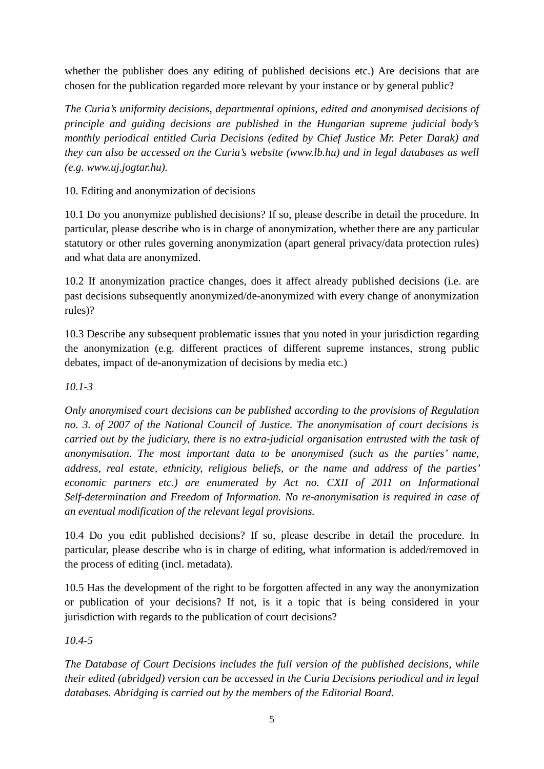whether the publisher does any editing of published decisions etc.) Are decisions that are chosen for the publication regarded more relevant by your instance or by general public?

*The Curia's uniformity decisions, departmental opinions, edited and anonymised decisions of principle and guiding decisions are published in the Hungarian supreme judicial body's monthly periodical entitled Curia Decisions (edited by Chief Justice Mr. Peter Darak) and they can also be accessed on the Curia's website (www.lb.hu) and in legal databases as well (e.g. www.uj.jogtar.hu).*

10. Editing and anonymization of decisions

10.1 Do you anonymize published decisions? If so, please describe in detail the procedure. In particular, please describe who is in charge of anonymization, whether there are any particular statutory or other rules governing anonymization (apart general privacy/data protection rules) and what data are anonymized.

10.2 If anonymization practice changes, does it affect already published decisions (i.e. are past decisions subsequently anonymized/de-anonymized with every change of anonymization rules)?

10.3 Describe any subsequent problematic issues that you noted in your jurisdiction regarding the anonymization (e.g. different practices of different supreme instances, strong public debates, impact of de-anonymization of decisions by media etc.)

*10.1-3*

*Only anonymised court decisions can be published according to the provisions of Regulation no. 3. of 2007 of the National Council of Justice. The anonymisation of court decisions is carried out by the judiciary, there is no extra-judicial organisation entrusted with the task of anonymisation. The most important data to be anonymised (such as the parties' name, address, real estate, ethnicity, religious beliefs, or the name and address of the parties' economic partners etc.) are enumerated by Act no. CXII of 2011 on Informational Self-determination and Freedom of Information. No re-anonymisation is required in case of an eventual modification of the relevant legal provisions.*

10.4 Do you edit published decisions? If so, please describe in detail the procedure. In particular, please describe who is in charge of editing, what information is added/removed in the process of editing (incl. metadata).

10.5 Has the development of the right to be forgotten affected in any way the anonymization or publication of your decisions? If not, is it a topic that is being considered in your jurisdiction with regards to the publication of court decisions?

*10.4-5*

*The Database of Court Decisions includes the full version of the published decisions, while their edited (abridged) version can be accessed in the Curia Decisions periodical and in legal databases. Abridging is carried out by the members of the Editorial Board.*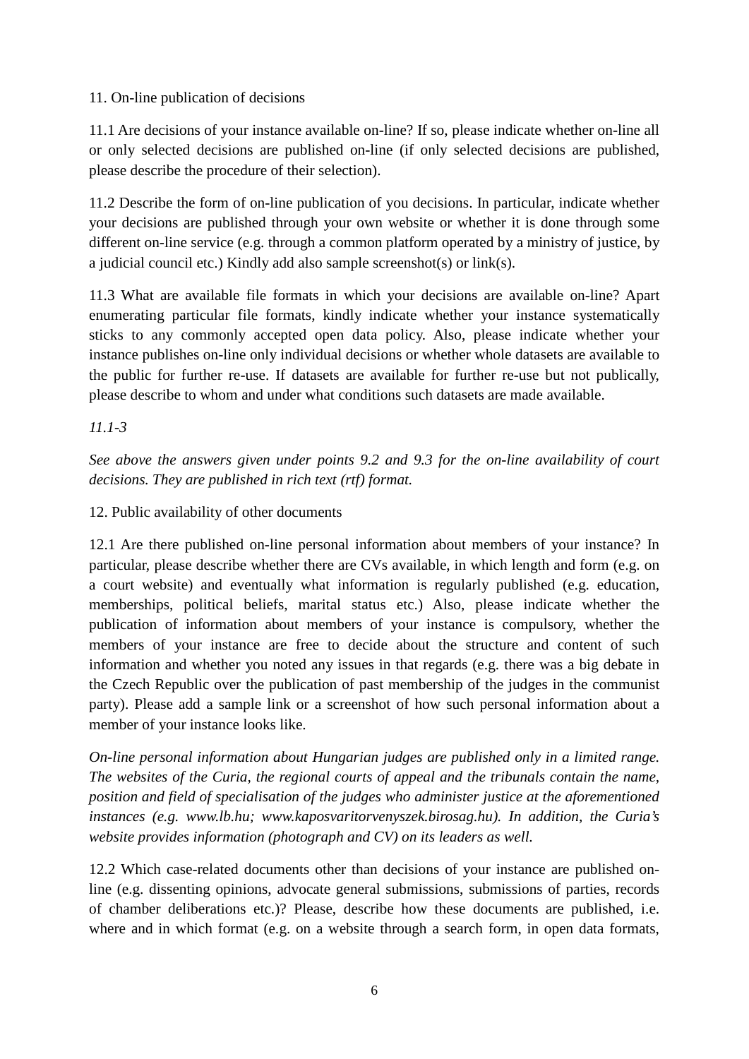11. On-line publication of decisions

11.1 Are decisions of your instance available on-line? If so, please indicate whether on-line all or only selected decisions are published on-line (if only selected decisions are published, please describe the procedure of their selection).

11.2 Describe the form of on-line publication of you decisions. In particular, indicate whether your decisions are published through your own website or whether it is done through some different on-line service (e.g. through a common platform operated by a ministry of justice, by a judicial council etc.) Kindly add also sample screenshot(s) or link(s).

11.3 What are available file formats in which your decisions are available on-line? Apart enumerating particular file formats, kindly indicate whether your instance systematically sticks to any commonly accepted open data policy. Also, please indicate whether your instance publishes on-line only individual decisions or whether whole datasets are available to the public for further re-use. If datasets are available for further re-use but not publically, please describe to whom and under what conditions such datasets are made available.

*11.1-3*

*See above the answers given under points 9.2 and 9.3 for the on-line availability of court decisions. They are published in rich text (rtf) format.*

12. Public availability of other documents

12.1 Are there published on-line personal information about members of your instance? In particular, please describe whether there are CVs available, in which length and form (e.g. on a court website) and eventually what information is regularly published (e.g. education, memberships, political beliefs, marital status etc.) Also, please indicate whether the publication of information about members of your instance is compulsory, whether the members of your instance are free to decide about the structure and content of such information and whether you noted any issues in that regards (e.g. there was a big debate in the Czech Republic over the publication of past membership of the judges in the communist party). Please add a sample link or a screenshot of how such personal information about a member of your instance looks like.

*On-line personal information about Hungarian judges are published only in a limited range. The websites of the Curia, the regional courts of appeal and the tribunals contain the name, position and field of specialisation of the judges who administer justice at the aforementioned instances (e.g. www.lb.hu; www.kaposvaritorvenyszek.birosag.hu). In addition, the Curia's website provides information (photograph and CV) on its leaders as well.*

12.2 Which case-related documents other than decisions of your instance are published on-line (e.g. dissenting opinions, advocate general submissions, submissions of parties, records of chamber deliberations etc.)? Please, describe how these documents are published, i.e. where and in which format (e.g. on a website through a search form, in open data formats,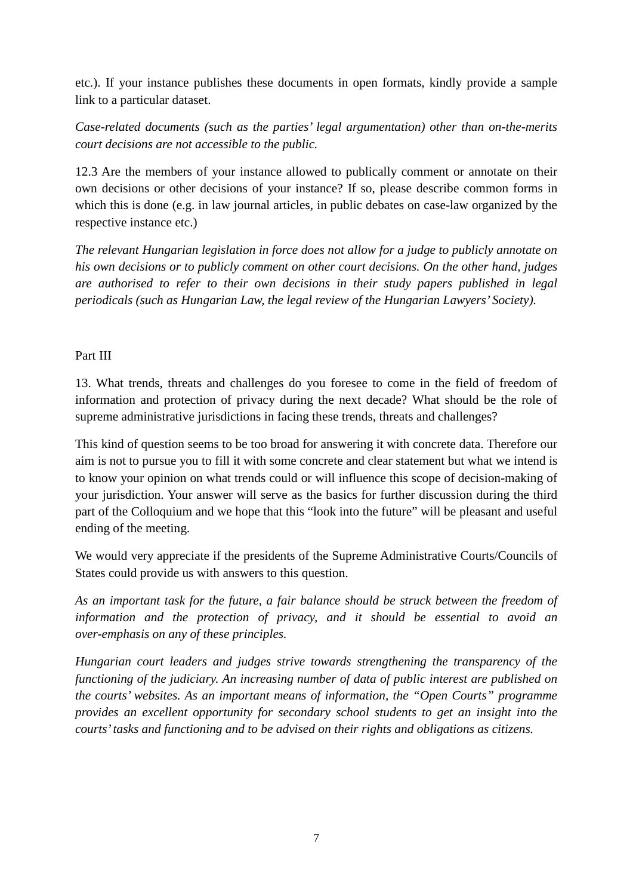etc.). If your instance publishes these documents in open formats, kindly provide a sample link to a particular dataset.

*Case-related documents (such as the parties' legal argumentation) other than on-the-merits court decisions are not accessible to the public.*

12.3 Are the members of your instance allowed to publically comment or annotate on their own decisions or other decisions of your instance? If so, please describe common forms in which this is done (e.g. in law journal articles, in public debates on case-law organized by the respective instance etc.)

*The relevant Hungarian legislation in force does not allow for a judge to publicly annotate on his own decisions or to publicly comment on other court decisions. On the other hand, judges are authorised to refer to their own decisions in their study papers published in legal periodicals (such as Hungarian Law, the legal review of the Hungarian Lawyers' Society).*

Part III

13. What trends, threats and challenges do you foresee to come in the field of freedom of information and protection of privacy during the next decade? What should be the role of supreme administrative jurisdictions in facing these trends, threats and challenges?

This kind of question seems to be too broad for answering it with concrete data. Therefore our aim is not to pursue you to fill it with some concrete and clear statement but what we intend is to know your opinion on what trends could or will influence this scope of decision-making of your jurisdiction. Your answer will serve as the basics for further discussion during the third part of the Colloquium and we hope that this "look into the future" will be pleasant and useful ending of the meeting.

We would very appreciate if the presidents of the Supreme Administrative Courts/Councils of States could provide us with answers to this question.

*As an important task for the future, a fair balance should be struck between the freedom of information and the protection of privacy, and it should be essential to avoid an over-emphasis on any of these principles.*

*Hungarian court leaders and judges strive towards strengthening the transparency of the functioning of the judiciary. An increasing number of data of public interest are published on the courts' websites. As an important means of information, the "Open Courts" programme provides an excellent opportunity for secondary school students to get an insight into the courts' tasks and functioning and to be advised on their rights and obligations as citizens.*